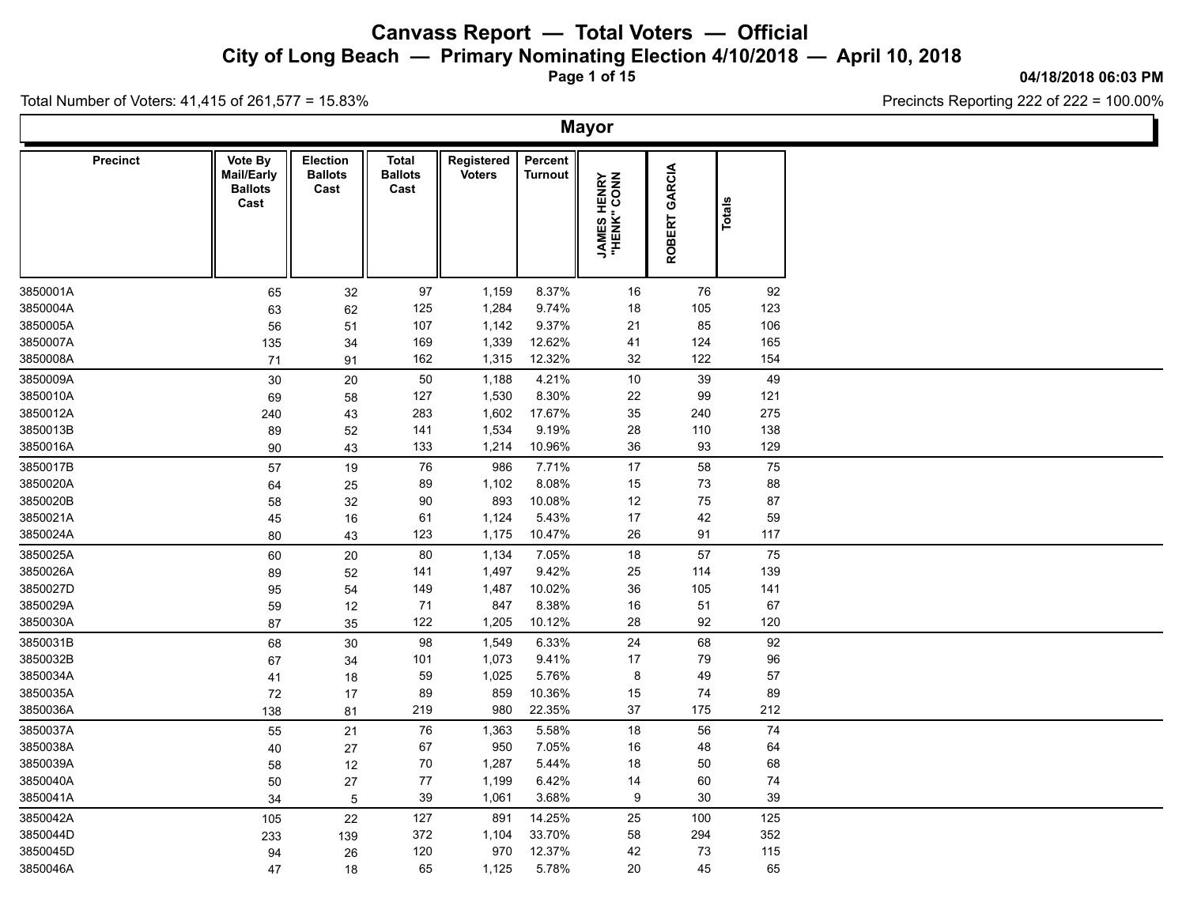# Canvass Report — Total Voters — Official

## City of Long Beach — Primary Nominating Election 4/10/2018 — April 10, 2018

04/18/2018 06:03 PM

Total Number of Voters: 41,415 of 261,577 = 15.83%

Precincts Reporting 222 of 222 = 100.00%

## Mayor

| Precinct | Vote By Mail/Early Ballots Cast | Election Ballots Cast | Total Ballots Cast | Registered Voters | Percent Turnout | JAMES HENRY "HENK" CONN | ROBERT GARCIA | Totals |
|---|---|---|---|---|---|---|---|---|
| 3850001A | 65 | 32 | 97 | 1,159 | 8.37% | 16 | 76 | 92 |
| 3850004A | 63 | 62 | 125 | 1,284 | 9.74% | 18 | 105 | 123 |
| 3850005A | 56 | 51 | 107 | 1,142 | 9.37% | 21 | 85 | 106 |
| 3850007A | 135 | 34 | 169 | 1,339 | 12.62% | 41 | 124 | 165 |
| 3850008A | 71 | 91 | 162 | 1,315 | 12.32% | 32 | 122 | 154 |
| 3850009A | 30 | 20 | 50 | 1,188 | 4.21% | 10 | 39 | 49 |
| 3850010A | 69 | 58 | 127 | 1,530 | 8.30% | 22 | 99 | 121 |
| 3850012A | 240 | 43 | 283 | 1,602 | 17.67% | 35 | 240 | 275 |
| 3850013B | 89 | 52 | 141 | 1,534 | 9.19% | 28 | 110 | 138 |
| 3850016A | 90 | 43 | 133 | 1,214 | 10.96% | 36 | 93 | 129 |
| 3850017B | 57 | 19 | 76 | 986 | 7.71% | 17 | 58 | 75 |
| 3850020A | 64 | 25 | 89 | 1,102 | 8.08% | 15 | 73 | 88 |
| 3850020B | 58 | 32 | 90 | 893 | 10.08% | 12 | 75 | 87 |
| 3850021A | 45 | 16 | 61 | 1,124 | 5.43% | 17 | 42 | 59 |
| 3850024A | 80 | 43 | 123 | 1,175 | 10.47% | 26 | 91 | 117 |
| 3850025A | 60 | 20 | 80 | 1,134 | 7.05% | 18 | 57 | 75 |
| 3850026A | 89 | 52 | 141 | 1,497 | 9.42% | 25 | 114 | 139 |
| 3850027D | 95 | 54 | 149 | 1,487 | 10.02% | 36 | 105 | 141 |
| 3850029A | 59 | 12 | 71 | 847 | 8.38% | 16 | 51 | 67 |
| 3850030A | 87 | 35 | 122 | 1,205 | 10.12% | 28 | 92 | 120 |
| 3850031B | 68 | 30 | 98 | 1,549 | 6.33% | 24 | 68 | 92 |
| 3850032B | 67 | 34 | 101 | 1,073 | 9.41% | 17 | 79 | 96 |
| 3850034A | 41 | 18 | 59 | 1,025 | 5.76% | 8 | 49 | 57 |
| 3850035A | 72 | 17 | 89 | 859 | 10.36% | 15 | 74 | 89 |
| 3850036A | 138 | 81 | 219 | 980 | 22.35% | 37 | 175 | 212 |
| 3850037A | 55 | 21 | 76 | 1,363 | 5.58% | 18 | 56 | 74 |
| 3850038A | 40 | 27 | 67 | 950 | 7.05% | 16 | 48 | 64 |
| 3850039A | 58 | 12 | 70 | 1,287 | 5.44% | 18 | 50 | 68 |
| 3850040A | 50 | 27 | 77 | 1,199 | 6.42% | 14 | 60 | 74 |
| 3850041A | 34 | 5 | 39 | 1,061 | 3.68% | 9 | 30 | 39 |
| 3850042A | 105 | 22 | 127 | 891 | 14.25% | 25 | 100 | 125 |
| 3850044D | 233 | 139 | 372 | 1,104 | 33.70% | 58 | 294 | 352 |
| 3850045D | 94 | 26 | 120 | 970 | 12.37% | 42 | 73 | 115 |
| 3850046A | 47 | 18 | 65 | 1,125 | 5.78% | 20 | 45 | 65 |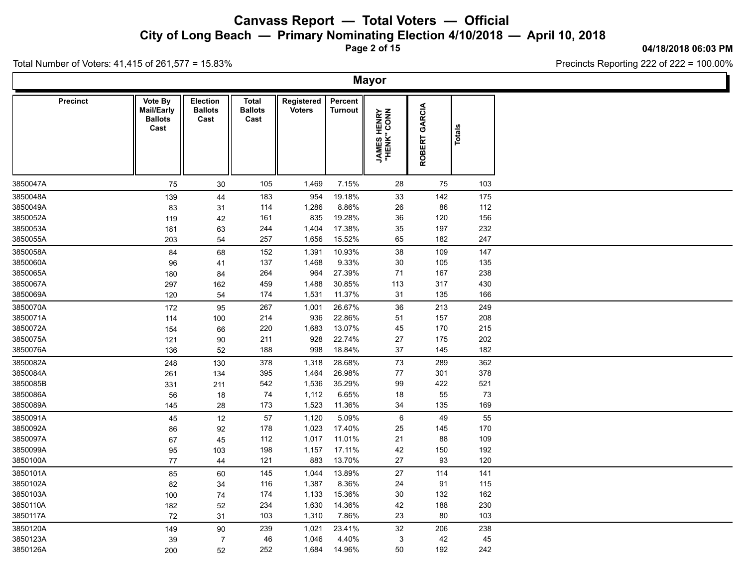# Canvass Report — Total Voters — Official

## City of Long Beach — Primary Nominating Election 4/10/2018 — April 10, 2018

04/18/2018 06:03 PM

Total Number of Voters: 41,415 of 261,577 = 15.83%

Precincts Reporting 222 of 222 = 100.00%

### Mayor

| Precinct | Vote By Mail/Early Ballots Cast | Election Ballots Cast | Total Ballots Cast | Registered Voters | Percent Turnout | JAMES HENRY "HENK" CONN | ROBERT GARCIA | Totals |
|---|---|---|---|---|---|---|---|---|
| 3850047A | 75 | 30 | 105 | 1,469 | 7.15% | 28 | 75 | 103 |
| 3850048A | 139 | 44 | 183 | 954 | 19.18% | 33 | 142 | 175 |
| 3850049A | 83 | 31 | 114 | 1,286 | 8.86% | 26 | 86 | 112 |
| 3850052A | 119 | 42 | 161 | 835 | 19.28% | 36 | 120 | 156 |
| 3850053A | 181 | 63 | 244 | 1,404 | 17.38% | 35 | 197 | 232 |
| 3850055A | 203 | 54 | 257 | 1,656 | 15.52% | 65 | 182 | 247 |
| 3850058A | 84 | 68 | 152 | 1,391 | 10.93% | 38 | 109 | 147 |
| 3850060A | 96 | 41 | 137 | 1,468 | 9.33% | 30 | 105 | 135 |
| 3850065A | 180 | 84 | 264 | 964 | 27.39% | 71 | 167 | 238 |
| 3850067A | 297 | 162 | 459 | 1,488 | 30.85% | 113 | 317 | 430 |
| 3850069A | 120 | 54 | 174 | 1,531 | 11.37% | 31 | 135 | 166 |
| 3850070A | 172 | 95 | 267 | 1,001 | 26.67% | 36 | 213 | 249 |
| 3850071A | 114 | 100 | 214 | 936 | 22.86% | 51 | 157 | 208 |
| 3850072A | 154 | 66 | 220 | 1,683 | 13.07% | 45 | 170 | 215 |
| 3850075A | 121 | 90 | 211 | 928 | 22.74% | 27 | 175 | 202 |
| 3850076A | 136 | 52 | 188 | 998 | 18.84% | 37 | 145 | 182 |
| 3850082A | 248 | 130 | 378 | 1,318 | 28.68% | 73 | 289 | 362 |
| 3850084A | 261 | 134 | 395 | 1,464 | 26.98% | 77 | 301 | 378 |
| 3850085B | 331 | 211 | 542 | 1,536 | 35.29% | 99 | 422 | 521 |
| 3850086A | 56 | 18 | 74 | 1,112 | 6.65% | 18 | 55 | 73 |
| 3850089A | 145 | 28 | 173 | 1,523 | 11.36% | 34 | 135 | 169 |
| 3850091A | 45 | 12 | 57 | 1,120 | 5.09% | 6 | 49 | 55 |
| 3850092A | 86 | 92 | 178 | 1,023 | 17.40% | 25 | 145 | 170 |
| 3850097A | 67 | 45 | 112 | 1,017 | 11.01% | 21 | 88 | 109 |
| 3850099A | 95 | 103 | 198 | 1,157 | 17.11% | 42 | 150 | 192 |
| 3850100A | 77 | 44 | 121 | 883 | 13.70% | 27 | 93 | 120 |
| 3850101A | 85 | 60 | 145 | 1,044 | 13.89% | 27 | 114 | 141 |
| 3850102A | 82 | 34 | 116 | 1,387 | 8.36% | 24 | 91 | 115 |
| 3850103A | 100 | 74 | 174 | 1,133 | 15.36% | 30 | 132 | 162 |
| 3850110A | 182 | 52 | 234 | 1,630 | 14.36% | 42 | 188 | 230 |
| 3850117A | 72 | 31 | 103 | 1,310 | 7.86% | 23 | 80 | 103 |
| 3850120A | 149 | 90 | 239 | 1,021 | 23.41% | 32 | 206 | 238 |
| 3850123A | 39 | 7 | 46 | 1,046 | 4.40% | 3 | 42 | 45 |
| 3850126A | 200 | 52 | 252 | 1,684 | 14.96% | 50 | 192 | 242 |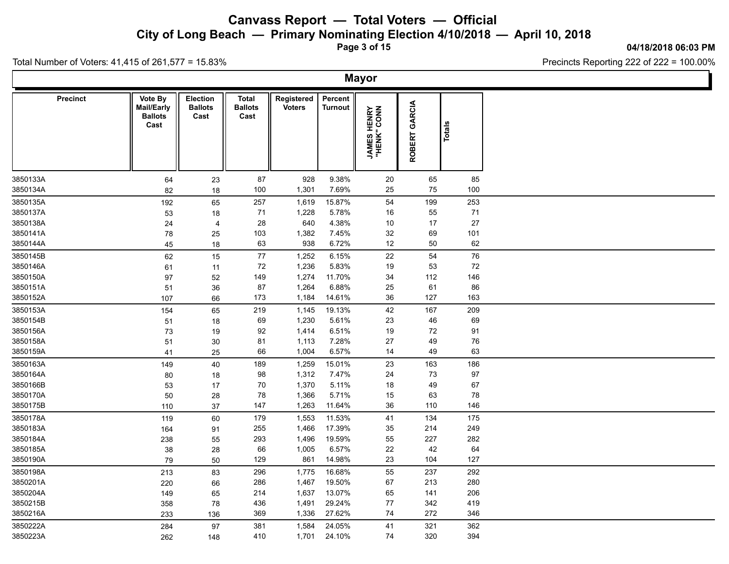# Canvass Report — Total Voters — Official

## City of Long Beach — Primary Nominating Election 4/10/2018 — April 10, 2018

**04/18/2018 06:03 PM**

Total Number of Voters: 41,415 of 261,577 = 15.83%

Precincts Reporting 222 of 222 = 100.00%

### Mayor

| Precinct | Vote By Mail/Early Ballots Cast | Election Ballots Cast | Total Ballots Cast | Registered Voters | Percent Turnout | JAMES HENRY "HENK" CONN | ROBERT GARCIA | Totals |
|---|---|---|---|---|---|---|---|---|
| 3850133A | 64 | 23 | 87 | 928 | 9.38% | 20 | 65 | 85 |
| 3850134A | 82 | 18 | 100 | 1,301 | 7.69% | 25 | 75 | 100 |
| 3850135A | 192 | 65 | 257 | 1,619 | 15.87% | 54 | 199 | 253 |
| 3850137A | 53 | 18 | 71 | 1,228 | 5.78% | 16 | 55 | 71 |
| 3850138A | 24 | 4 | 28 | 640 | 4.38% | 10 | 17 | 27 |
| 3850141A | 78 | 25 | 103 | 1,382 | 7.45% | 32 | 69 | 101 |
| 3850144A | 45 | 18 | 63 | 938 | 6.72% | 12 | 50 | 62 |
| 3850145B | 62 | 15 | 77 | 1,252 | 6.15% | 22 | 54 | 76 |
| 3850146A | 61 | 11 | 72 | 1,236 | 5.83% | 19 | 53 | 72 |
| 3850150A | 97 | 52 | 149 | 1,274 | 11.70% | 34 | 112 | 146 |
| 3850151A | 51 | 36 | 87 | 1,264 | 6.88% | 25 | 61 | 86 |
| 3850152A | 107 | 66 | 173 | 1,184 | 14.61% | 36 | 127 | 163 |
| 3850153A | 154 | 65 | 219 | 1,145 | 19.13% | 42 | 167 | 209 |
| 3850154B | 51 | 18 | 69 | 1,230 | 5.61% | 23 | 46 | 69 |
| 3850156A | 73 | 19 | 92 | 1,414 | 6.51% | 19 | 72 | 91 |
| 3850158A | 51 | 30 | 81 | 1,113 | 7.28% | 27 | 49 | 76 |
| 3850159A | 41 | 25 | 66 | 1,004 | 6.57% | 14 | 49 | 63 |
| 3850163A | 149 | 40 | 189 | 1,259 | 15.01% | 23 | 163 | 186 |
| 3850164A | 80 | 18 | 98 | 1,312 | 7.47% | 24 | 73 | 97 |
| 3850166B | 53 | 17 | 70 | 1,370 | 5.11% | 18 | 49 | 67 |
| 3850170A | 50 | 28 | 78 | 1,366 | 5.71% | 15 | 63 | 78 |
| 3850175B | 110 | 37 | 147 | 1,263 | 11.64% | 36 | 110 | 146 |
| 3850178A | 119 | 60 | 179 | 1,553 | 11.53% | 41 | 134 | 175 |
| 3850183A | 164 | 91 | 255 | 1,466 | 17.39% | 35 | 214 | 249 |
| 3850184A | 238 | 55 | 293 | 1,496 | 19.59% | 55 | 227 | 282 |
| 3850185A | 38 | 28 | 66 | 1,005 | 6.57% | 22 | 42 | 64 |
| 3850190A | 79 | 50 | 129 | 861 | 14.98% | 23 | 104 | 127 |
| 3850198A | 213 | 83 | 296 | 1,775 | 16.68% | 55 | 237 | 292 |
| 3850201A | 220 | 66 | 286 | 1,467 | 19.50% | 67 | 213 | 280 |
| 3850204A | 149 | 65 | 214 | 1,637 | 13.07% | 65 | 141 | 206 |
| 3850215B | 358 | 78 | 436 | 1,491 | 29.24% | 77 | 342 | 419 |
| 3850216A | 233 | 136 | 369 | 1,336 | 27.62% | 74 | 272 | 346 |
| 3850222A | 284 | 97 | 381 | 1,584 | 24.05% | 41 | 321 | 362 |
| 3850223A | 262 | 148 | 410 | 1,701 | 24.10% | 74 | 320 | 394 |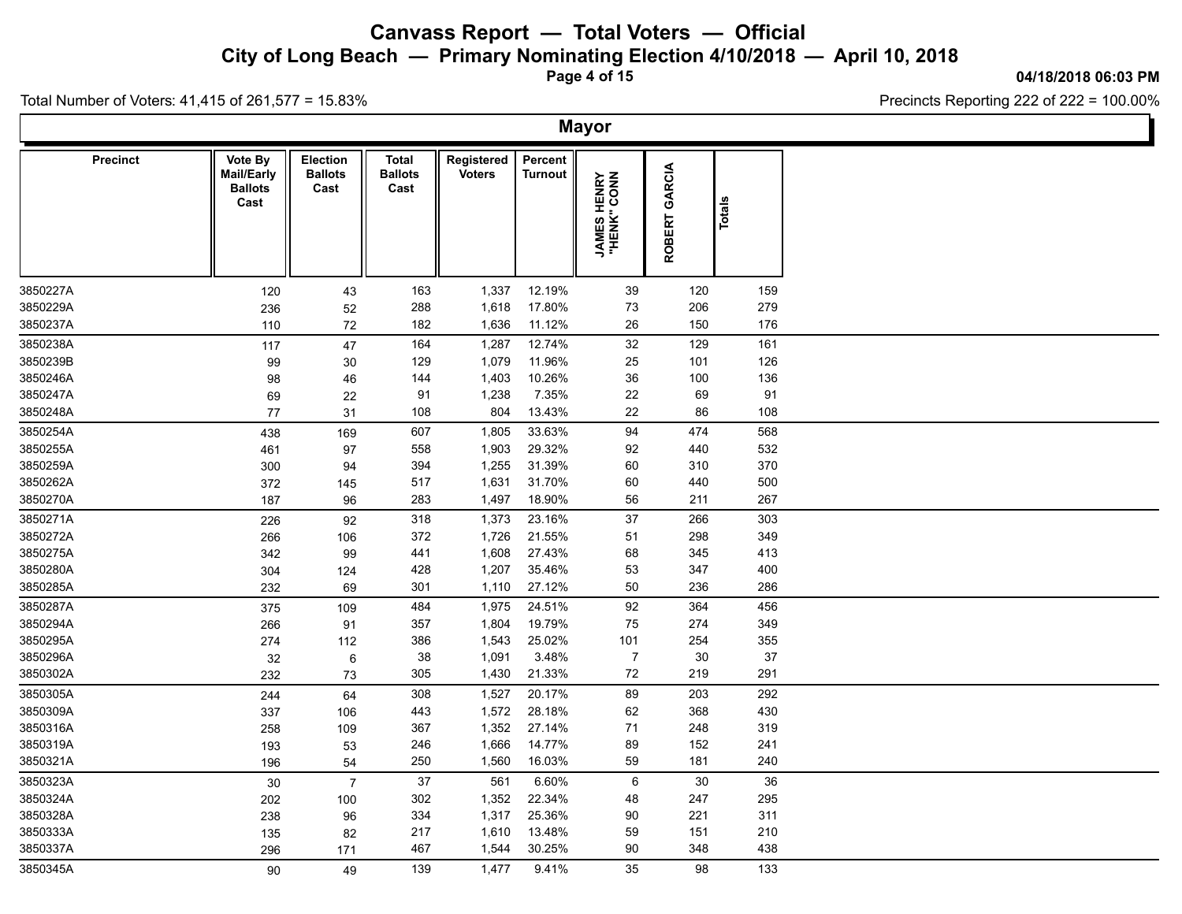# Canvass Report — Total Voters — Official

## City of Long Beach — Primary Nominating Election 4/10/2018 — April 10, 2018

04/18/2018 06:03 PM

Total Number of Voters: 41,415 of 261,577 = 15.83%

Precincts Reporting 222 of 222 = 100.00%

### Mayor

| Precinct | Vote By Mail/Early Ballots Cast | Election Ballots Cast | Total Ballots Cast | Registered Voters | Percent Turnout | JAMES HENRY "HENK" CONN | ROBERT GARCIA | Totals |
|---|---|---|---|---|---|---|---|---|
| 3850227A | 120 | 43 | 163 | 1,337 | 12.19% | 39 | 120 | 159 |
| 3850229A | 236 | 52 | 288 | 1,618 | 17.80% | 73 | 206 | 279 |
| 3850237A | 110 | 72 | 182 | 1,636 | 11.12% | 26 | 150 | 176 |
| 3850238A | 117 | 47 | 164 | 1,287 | 12.74% | 32 | 129 | 161 |
| 3850239B | 99 | 30 | 129 | 1,079 | 11.96% | 25 | 101 | 126 |
| 3850246A | 98 | 46 | 144 | 1,403 | 10.26% | 36 | 100 | 136 |
| 3850247A | 69 | 22 | 91 | 1,238 | 7.35% | 22 | 69 | 91 |
| 3850248A | 77 | 31 | 108 | 804 | 13.43% | 22 | 86 | 108 |
| 3850254A | 438 | 169 | 607 | 1,805 | 33.63% | 94 | 474 | 568 |
| 3850255A | 461 | 97 | 558 | 1,903 | 29.32% | 92 | 440 | 532 |
| 3850259A | 300 | 94 | 394 | 1,255 | 31.39% | 60 | 310 | 370 |
| 3850262A | 372 | 145 | 517 | 1,631 | 31.70% | 60 | 440 | 500 |
| 3850270A | 187 | 96 | 283 | 1,497 | 18.90% | 56 | 211 | 267 |
| 3850271A | 226 | 92 | 318 | 1,373 | 23.16% | 37 | 266 | 303 |
| 3850272A | 266 | 106 | 372 | 1,726 | 21.55% | 51 | 298 | 349 |
| 3850275A | 342 | 99 | 441 | 1,608 | 27.43% | 68 | 345 | 413 |
| 3850280A | 304 | 124 | 428 | 1,207 | 35.46% | 53 | 347 | 400 |
| 3850285A | 232 | 69 | 301 | 1,110 | 27.12% | 50 | 236 | 286 |
| 3850287A | 375 | 109 | 484 | 1,975 | 24.51% | 92 | 364 | 456 |
| 3850294A | 266 | 91 | 357 | 1,804 | 19.79% | 75 | 274 | 349 |
| 3850295A | 274 | 112 | 386 | 1,543 | 25.02% | 101 | 254 | 355 |
| 3850296A | 32 | 6 | 38 | 1,091 | 3.48% | 7 | 30 | 37 |
| 3850302A | 232 | 73 | 305 | 1,430 | 21.33% | 72 | 219 | 291 |
| 3850305A | 244 | 64 | 308 | 1,527 | 20.17% | 89 | 203 | 292 |
| 3850309A | 337 | 106 | 443 | 1,572 | 28.18% | 62 | 368 | 430 |
| 3850316A | 258 | 109 | 367 | 1,352 | 27.14% | 71 | 248 | 319 |
| 3850319A | 193 | 53 | 246 | 1,666 | 14.77% | 89 | 152 | 241 |
| 3850321A | 196 | 54 | 250 | 1,560 | 16.03% | 59 | 181 | 240 |
| 3850323A | 30 | 7 | 37 | 561 | 6.60% | 6 | 30 | 36 |
| 3850324A | 202 | 100 | 302 | 1,352 | 22.34% | 48 | 247 | 295 |
| 3850328A | 238 | 96 | 334 | 1,317 | 25.36% | 90 | 221 | 311 |
| 3850333A | 135 | 82 | 217 | 1,610 | 13.48% | 59 | 151 | 210 |
| 3850337A | 296 | 171 | 467 | 1,544 | 30.25% | 90 | 348 | 438 |
| 3850345A | 90 | 49 | 139 | 1,477 | 9.41% | 35 | 98 | 133 |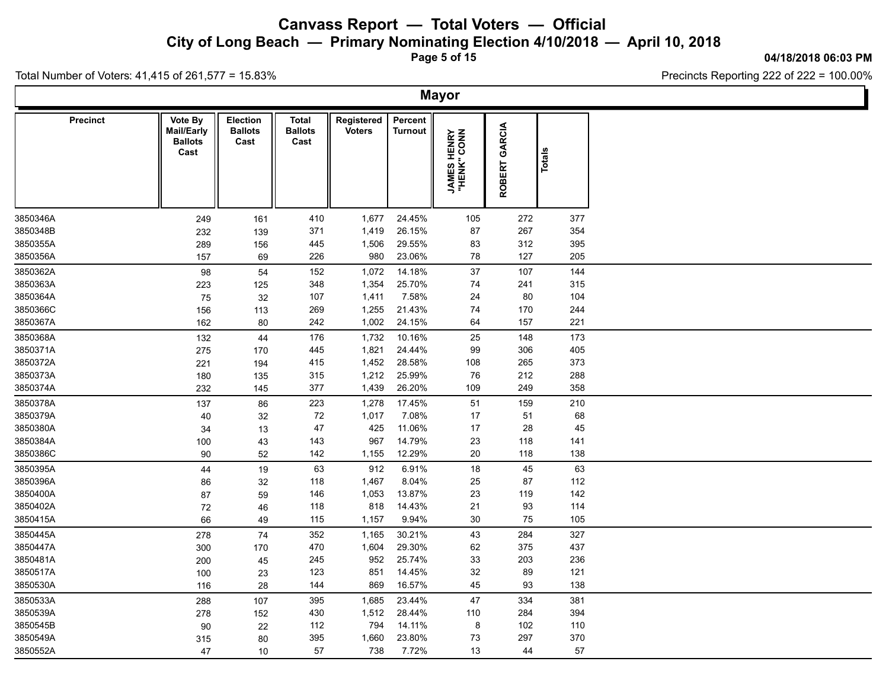# Canvass Report — Total Voters — Official

## City of Long Beach — Primary Nominating Election 4/10/2018 — April 10, 2018

04/18/2018 06:03 PM

Total Number of Voters: 41,415 of 261,577 = 15.83%

Precincts Reporting 222 of 222 = 100.00%

### Mayor

| Precinct | Vote By Mail/Early Ballots Cast | Election Ballots Cast | Total Ballots Cast | Registered Voters | Percent Turnout | JAMES HENRY "HENK" CONN | ROBERT GARCIA | Totals |
|---|---|---|---|---|---|---|---|---|
| 3850346A | 249 | 161 | 410 | 1,677 | 24.45% | 105 | 272 | 377 |
| 3850348B | 232 | 139 | 371 | 1,419 | 26.15% | 87 | 267 | 354 |
| 3850355A | 289 | 156 | 445 | 1,506 | 29.55% | 83 | 312 | 395 |
| 3850356A | 157 | 69 | 226 | 980 | 23.06% | 78 | 127 | 205 |
| 3850362A | 98 | 54 | 152 | 1,072 | 14.18% | 37 | 107 | 144 |
| 3850363A | 223 | 125 | 348 | 1,354 | 25.70% | 74 | 241 | 315 |
| 3850364A | 75 | 32 | 107 | 1,411 | 7.58% | 24 | 80 | 104 |
| 3850366C | 156 | 113 | 269 | 1,255 | 21.43% | 74 | 170 | 244 |
| 3850367A | 162 | 80 | 242 | 1,002 | 24.15% | 64 | 157 | 221 |
| 3850368A | 132 | 44 | 176 | 1,732 | 10.16% | 25 | 148 | 173 |
| 3850371A | 275 | 170 | 445 | 1,821 | 24.44% | 99 | 306 | 405 |
| 3850372A | 221 | 194 | 415 | 1,452 | 28.58% | 108 | 265 | 373 |
| 3850373A | 180 | 135 | 315 | 1,212 | 25.99% | 76 | 212 | 288 |
| 3850374A | 232 | 145 | 377 | 1,439 | 26.20% | 109 | 249 | 358 |
| 3850378A | 137 | 86 | 223 | 1,278 | 17.45% | 51 | 159 | 210 |
| 3850379A | 40 | 32 | 72 | 1,017 | 7.08% | 17 | 51 | 68 |
| 3850380A | 34 | 13 | 47 | 425 | 11.06% | 17 | 28 | 45 |
| 3850384A | 100 | 43 | 143 | 967 | 14.79% | 23 | 118 | 141 |
| 3850386C | 90 | 52 | 142 | 1,155 | 12.29% | 20 | 118 | 138 |
| 3850395A | 44 | 19 | 63 | 912 | 6.91% | 18 | 45 | 63 |
| 3850396A | 86 | 32 | 118 | 1,467 | 8.04% | 25 | 87 | 112 |
| 3850400A | 87 | 59 | 146 | 1,053 | 13.87% | 23 | 119 | 142 |
| 3850402A | 72 | 46 | 118 | 818 | 14.43% | 21 | 93 | 114 |
| 3850415A | 66 | 49 | 115 | 1,157 | 9.94% | 30 | 75 | 105 |
| 3850445A | 278 | 74 | 352 | 1,165 | 30.21% | 43 | 284 | 327 |
| 3850447A | 300 | 170 | 470 | 1,604 | 29.30% | 62 | 375 | 437 |
| 3850481A | 200 | 45 | 245 | 952 | 25.74% | 33 | 203 | 236 |
| 3850517A | 100 | 23 | 123 | 851 | 14.45% | 32 | 89 | 121 |
| 3850530A | 116 | 28 | 144 | 869 | 16.57% | 45 | 93 | 138 |
| 3850533A | 288 | 107 | 395 | 1,685 | 23.44% | 47 | 334 | 381 |
| 3850539A | 278 | 152 | 430 | 1,512 | 28.44% | 110 | 284 | 394 |
| 3850545B | 90 | 22 | 112 | 794 | 14.11% | 8 | 102 | 110 |
| 3850549A | 315 | 80 | 395 | 1,660 | 23.80% | 73 | 297 | 370 |
| 3850552A | 47 | 10 | 57 | 738 | 7.72% | 13 | 44 | 57 |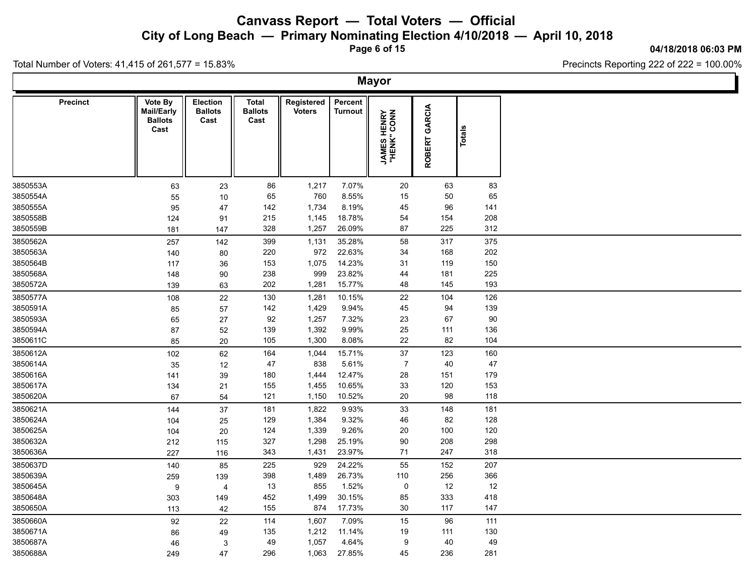# Canvass Report — Total Voters — Official

## City of Long Beach — Primary Nominating Election 4/10/2018 — April 10, 2018

**04/18/2018 06:03 PM**

Total Number of Voters: 41,415 of 261,577 = 15.83%

Precincts Reporting 222 of 222 = 100.00%

### Mayor

| Precinct | Vote By Mail/Early Ballots Cast | Election Ballots Cast | Total Ballots Cast | Registered Voters | Percent Turnout | JAMES HENRY "HENK" CONN | ROBERT GARCIA | Totals |
|---|---|---|---|---|---|---|---|---|
| 3850553A | 63 | 23 | 86 | 1,217 | 7.07% | 20 | 63 | 83 |
| 3850554A | 55 | 10 | 65 | 760 | 8.55% | 15 | 50 | 65 |
| 3850555A | 95 | 47 | 142 | 1,734 | 8.19% | 45 | 96 | 141 |
| 3850558B | 124 | 91 | 215 | 1,145 | 18.78% | 54 | 154 | 208 |
| 3850559B | 181 | 147 | 328 | 1,257 | 26.09% | 87 | 225 | 312 |
| 3850562A | 257 | 142 | 399 | 1,131 | 35.28% | 58 | 317 | 375 |
| 3850563A | 140 | 80 | 220 | 972 | 22.63% | 34 | 168 | 202 |
| 3850564B | 117 | 36 | 153 | 1,075 | 14.23% | 31 | 119 | 150 |
| 3850568A | 148 | 90 | 238 | 999 | 23.82% | 44 | 181 | 225 |
| 3850572A | 139 | 63 | 202 | 1,281 | 15.77% | 48 | 145 | 193 |
| 3850577A | 108 | 22 | 130 | 1,281 | 10.15% | 22 | 104 | 126 |
| 3850591A | 85 | 57 | 142 | 1,429 | 9.94% | 45 | 94 | 139 |
| 3850593A | 65 | 27 | 92 | 1,257 | 7.32% | 23 | 67 | 90 |
| 3850594A | 87 | 52 | 139 | 1,392 | 9.99% | 25 | 111 | 136 |
| 3850611C | 85 | 20 | 105 | 1,300 | 8.08% | 22 | 82 | 104 |
| 3850612A | 102 | 62 | 164 | 1,044 | 15.71% | 37 | 123 | 160 |
| 3850614A | 35 | 12 | 47 | 838 | 5.61% | 7 | 40 | 47 |
| 3850616A | 141 | 39 | 180 | 1,444 | 12.47% | 28 | 151 | 179 |
| 3850617A | 134 | 21 | 155 | 1,455 | 10.65% | 33 | 120 | 153 |
| 3850620A | 67 | 54 | 121 | 1,150 | 10.52% | 20 | 98 | 118 |
| 3850621A | 144 | 37 | 181 | 1,822 | 9.93% | 33 | 148 | 181 |
| 3850624A | 104 | 25 | 129 | 1,384 | 9.32% | 46 | 82 | 128 |
| 3850625A | 104 | 20 | 124 | 1,339 | 9.26% | 20 | 100 | 120 |
| 3850632A | 212 | 115 | 327 | 1,298 | 25.19% | 90 | 208 | 298 |
| 3850636A | 227 | 116 | 343 | 1,431 | 23.97% | 71 | 247 | 318 |
| 3850637D | 140 | 85 | 225 | 929 | 24.22% | 55 | 152 | 207 |
| 3850639A | 259 | 139 | 398 | 1,489 | 26.73% | 110 | 256 | 366 |
| 3850645A | 9 | 4 | 13 | 855 | 1.52% | 0 | 12 | 12 |
| 3850648A | 303 | 149 | 452 | 1,499 | 30.15% | 85 | 333 | 418 |
| 3850650A | 113 | 42 | 155 | 874 | 17.73% | 30 | 117 | 147 |
| 3850660A | 92 | 22 | 114 | 1,607 | 7.09% | 15 | 96 | 111 |
| 3850671A | 86 | 49 | 135 | 1,212 | 11.14% | 19 | 111 | 130 |
| 3850687A | 46 | 3 | 49 | 1,057 | 4.64% | 9 | 40 | 49 |
| 3850688A | 249 | 47 | 296 | 1,063 | 27.85% | 45 | 236 | 281 |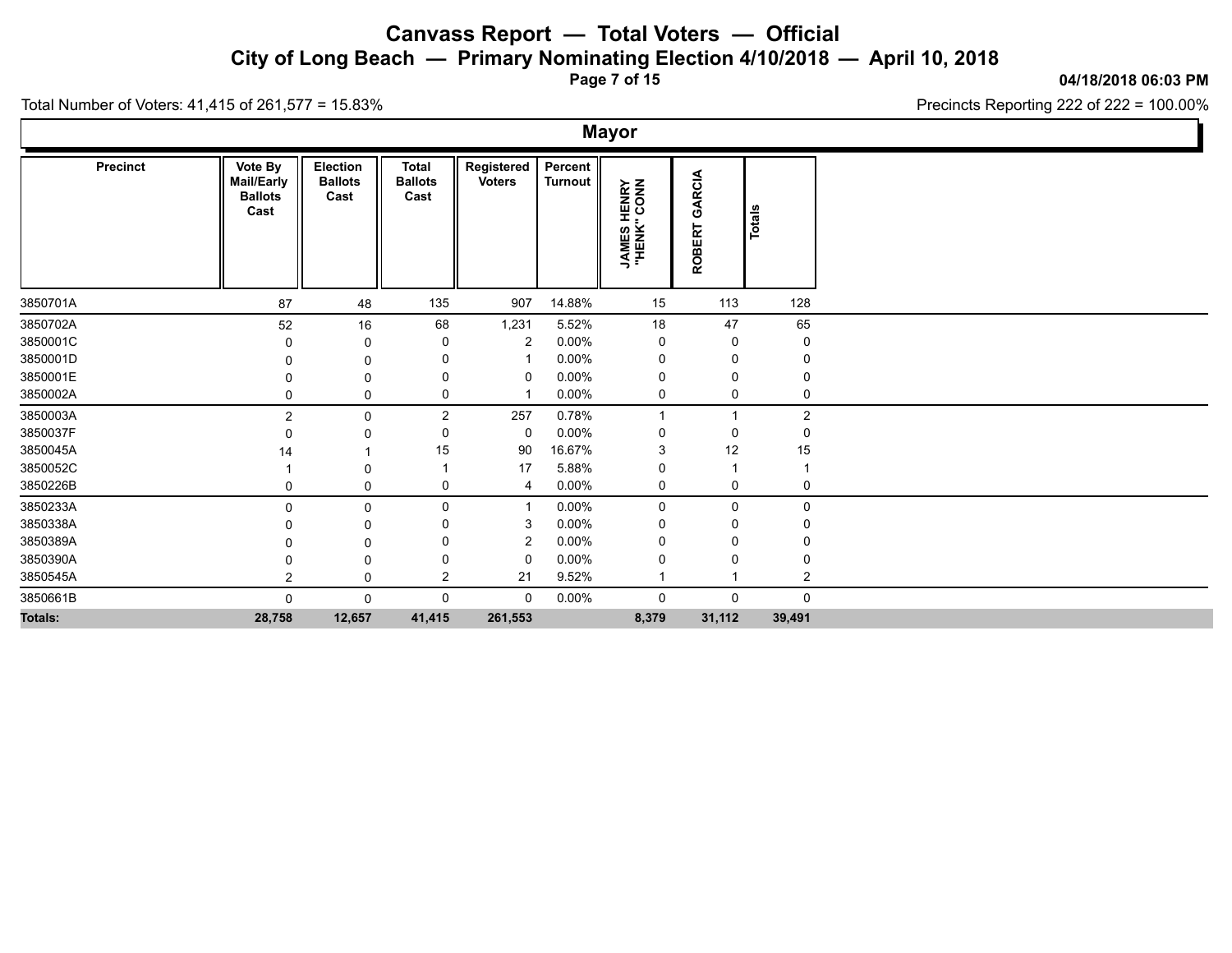# Canvass Report — Total Voters — Official

## City of Long Beach — Primary Nominating Election 4/10/2018 — April 10, 2018

**04/18/2018 06:03 PM**

Total Number of Voters: 41,415 of 261,577 = 15.83%

Precincts Reporting 222 of 222 = 100.00%

### Mayor

| Precinct | Vote By Mail/Early Ballots Cast | Election Ballots Cast | Total Ballots Cast | Registered Voters | Percent Turnout | JAMES HENRY "HENK" CONN | ROBERT GARCIA | Totals |
|---|---|---|---|---|---|---|---|---|
| 3850701A | 87 | 48 | 135 | 907 | 14.88% | 15 | 113 | 128 |
| 3850702A | 52 | 16 | 68 | 1,231 | 5.52% | 18 | 47 | 65 |
| 3850001C | 0 | 0 | 0 | 2 | 0.00% | 0 | 0 | 0 |
| 3850001D | 0 | 0 | 0 | 1 | 0.00% | 0 | 0 | 0 |
| 3850001E | 0 | 0 | 0 | 0 | 0.00% | 0 | 0 | 0 |
| 3850002A | 0 | 0 | 0 | 1 | 0.00% | 0 | 0 | 0 |
| 3850003A | 2 | 0 | 2 | 257 | 0.78% | 1 | 1 | 2 |
| 3850037F | 0 | 0 | 0 | 0 | 0.00% | 0 | 0 | 0 |
| 3850045A | 14 | 1 | 15 | 90 | 16.67% | 3 | 12 | 15 |
| 3850052C | 1 | 0 | 1 | 17 | 5.88% | 0 | 1 | 1 |
| 3850226B | 0 | 0 | 0 | 4 | 0.00% | 0 | 0 | 0 |
| 3850233A | 0 | 0 | 0 | 1 | 0.00% | 0 | 0 | 0 |
| 3850338A | 0 | 0 | 0 | 3 | 0.00% | 0 | 0 | 0 |
| 3850389A | 0 | 0 | 0 | 2 | 0.00% | 0 | 0 | 0 |
| 3850390A | 0 | 0 | 0 | 0 | 0.00% | 0 | 0 | 0 |
| 3850545A | 2 | 0 | 2 | 21 | 9.52% | 1 | 1 | 2 |
| 3850661B | 0 | 0 | 0 | 0 | 0.00% | 0 | 0 | 0 |
| **Totals:** | **28,758** | **12,657** | **41,415** | **261,553** | | **8,379** | **31,112** | **39,491** |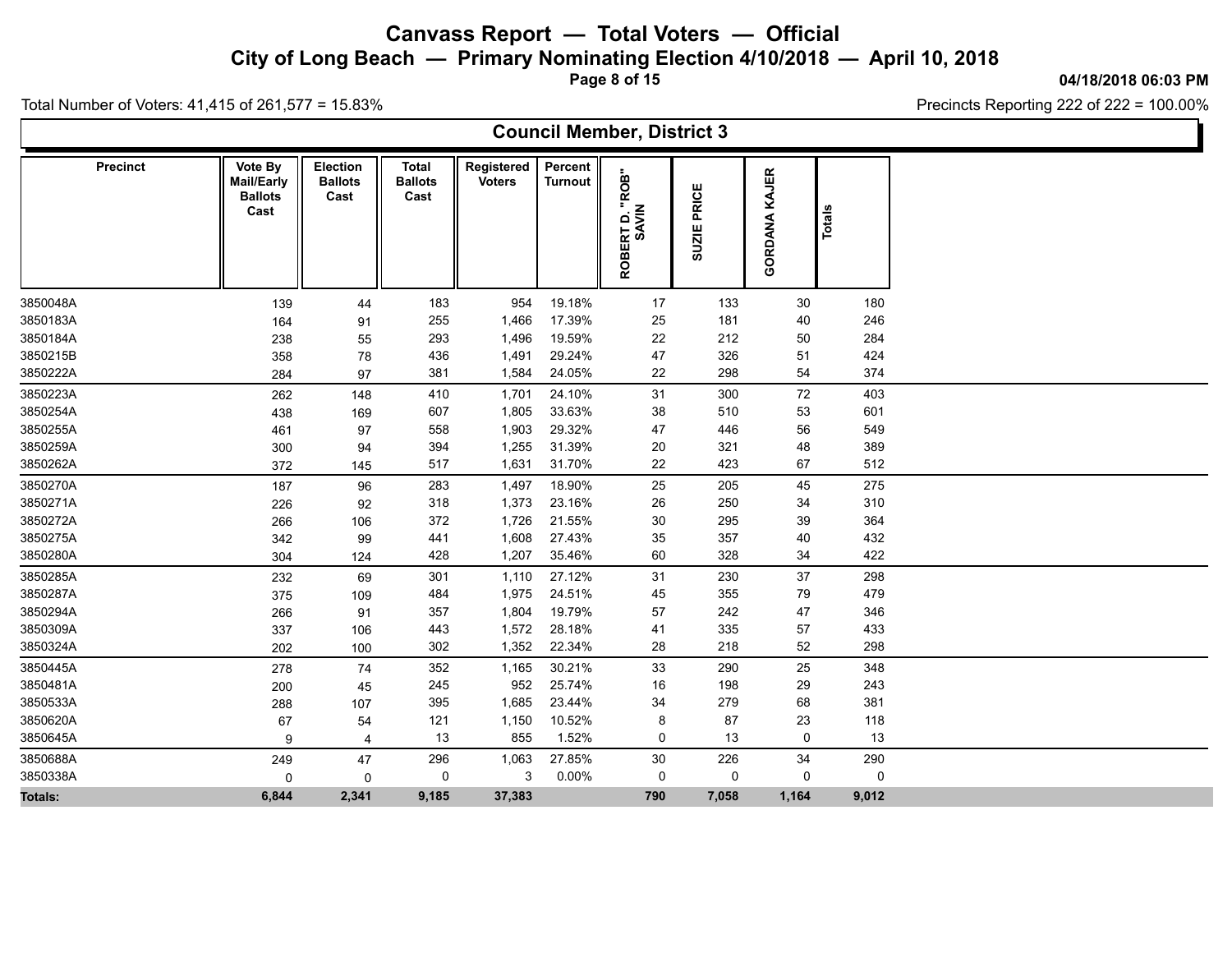# Canvass Report — Total Voters — Official

## City of Long Beach — Primary Nominating Election 4/10/2018 — April 10, 2018

**04/18/2018 06:03 PM**

Total Number of Voters: 41,415 of 261,577 = 15.83%

Precincts Reporting 222 of 222 = 100.00%

### Council Member, District 3

| Precinct | Vote By Mail/Early Ballots Cast | Election Ballots Cast | Total Ballots Cast | Registered Voters | Percent Turnout | ROBERT D. "ROB" SAVIN | SUZIE PRICE | GORDANA KAJER | Totals |
|---|---|---|---|---|---|---|---|---|---|
| 3850048A | 139 | 44 | 183 | 954 | 19.18% | 17 | 133 | 30 | 180 |
| 3850183A | 164 | 91 | 255 | 1,466 | 17.39% | 25 | 181 | 40 | 246 |
| 3850184A | 238 | 55 | 293 | 1,496 | 19.59% | 22 | 212 | 50 | 284 |
| 3850215B | 358 | 78 | 436 | 1,491 | 29.24% | 47 | 326 | 51 | 424 |
| 3850222A | 284 | 97 | 381 | 1,584 | 24.05% | 22 | 298 | 54 | 374 |
| 3850223A | 262 | 148 | 410 | 1,701 | 24.10% | 31 | 300 | 72 | 403 |
| 3850254A | 438 | 169 | 607 | 1,805 | 33.63% | 38 | 510 | 53 | 601 |
| 3850255A | 461 | 97 | 558 | 1,903 | 29.32% | 47 | 446 | 56 | 549 |
| 3850259A | 300 | 94 | 394 | 1,255 | 31.39% | 20 | 321 | 48 | 389 |
| 3850262A | 372 | 145 | 517 | 1,631 | 31.70% | 22 | 423 | 67 | 512 |
| 3850270A | 187 | 96 | 283 | 1,497 | 18.90% | 25 | 205 | 45 | 275 |
| 3850271A | 226 | 92 | 318 | 1,373 | 23.16% | 26 | 250 | 34 | 310 |
| 3850272A | 266 | 106 | 372 | 1,726 | 21.55% | 30 | 295 | 39 | 364 |
| 3850275A | 342 | 99 | 441 | 1,608 | 27.43% | 35 | 357 | 40 | 432 |
| 3850280A | 304 | 124 | 428 | 1,207 | 35.46% | 60 | 328 | 34 | 422 |
| 3850285A | 232 | 69 | 301 | 1,110 | 27.12% | 31 | 230 | 37 | 298 |
| 3850287A | 375 | 109 | 484 | 1,975 | 24.51% | 45 | 355 | 79 | 479 |
| 3850294A | 266 | 91 | 357 | 1,804 | 19.79% | 57 | 242 | 47 | 346 |
| 3850309A | 337 | 106 | 443 | 1,572 | 28.18% | 41 | 335 | 57 | 433 |
| 3850324A | 202 | 100 | 302 | 1,352 | 22.34% | 28 | 218 | 52 | 298 |
| 3850445A | 278 | 74 | 352 | 1,165 | 30.21% | 33 | 290 | 25 | 348 |
| 3850481A | 200 | 45 | 245 | 952 | 25.74% | 16 | 198 | 29 | 243 |
| 3850533A | 288 | 107 | 395 | 1,685 | 23.44% | 34 | 279 | 68 | 381 |
| 3850620A | 67 | 54 | 121 | 1,150 | 10.52% | 8 | 87 | 23 | 118 |
| 3850645A | 9 | 4 | 13 | 855 | 1.52% | 0 | 13 | 0 | 13 |
| 3850688A | 249 | 47 | 296 | 1,063 | 27.85% | 30 | 226 | 34 | 290 |
| 3850338A | 0 | 0 | 0 | 3 | 0.00% | 0 | 0 | 0 | 0 |
| **Totals:** | **6,844** | **2,341** | **9,185** | **37,383** | | **790** | **7,058** | **1,164** | **9,012** |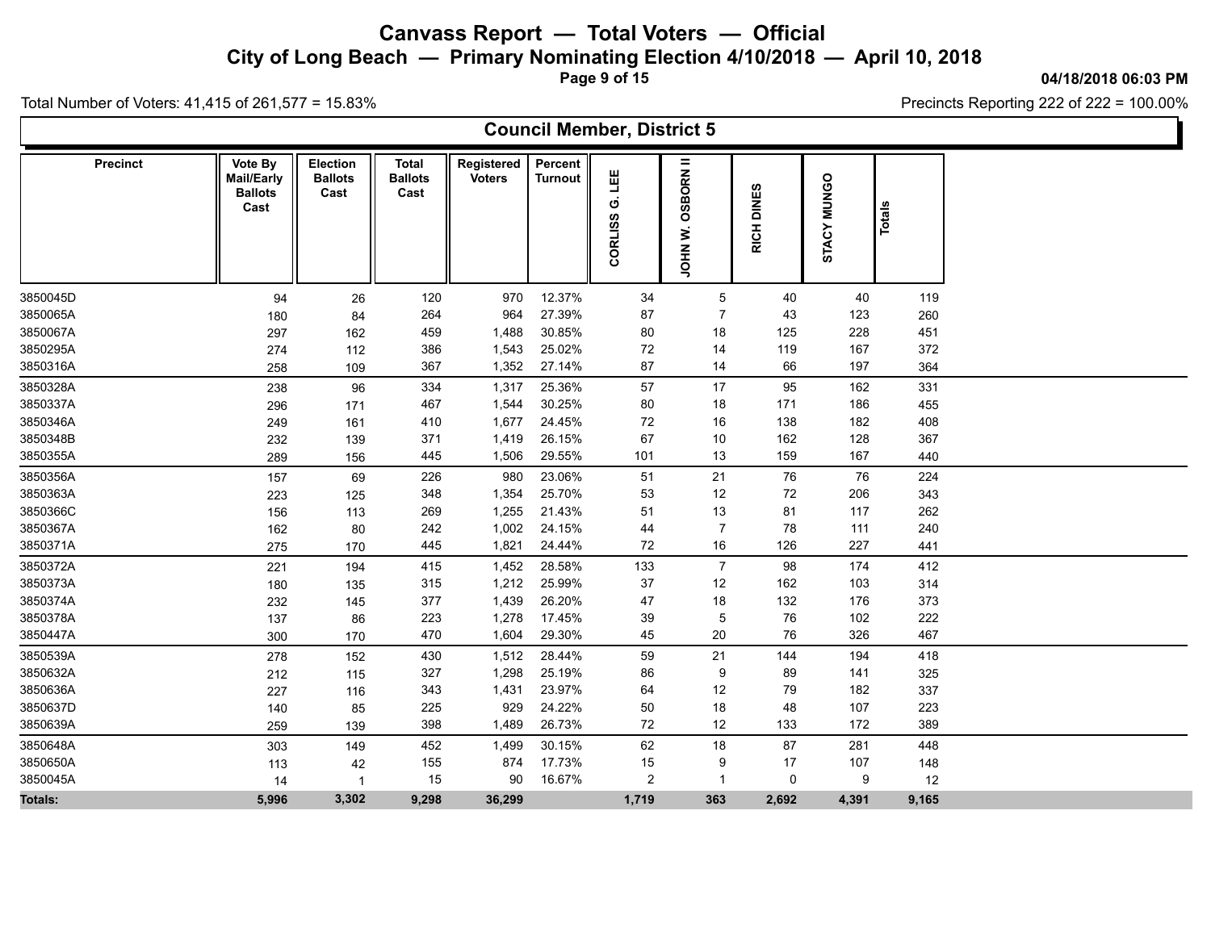# Canvass Report — Total Voters — Official

## City of Long Beach — Primary Nominating Election 4/10/2018 — April 10, 2018

04/18/2018 06:03 PM

Total Number of Voters: 41,415 of 261,577 = 15.83%

Precincts Reporting 222 of 222 = 100.00%

### Council Member, District 5

| Precinct | Vote By Mail/Early Ballots Cast | Election Ballots Cast | Total Ballots Cast | Registered Voters | Percent Turnout | CORLISS G. LEE | JOHN W. OSBORN II | RICH DINES | STACY MUNGO | Totals |
|---|---|---|---|---|---|---|---|---|---|---|
| 3850045D | 94 | 26 | 120 | 970 | 12.37% | 34 | 5 | 40 | 40 | 119 |
| 3850065A | 180 | 84 | 264 | 964 | 27.39% | 87 | 7 | 43 | 123 | 260 |
| 3850067A | 297 | 162 | 459 | 1,488 | 30.85% | 80 | 18 | 125 | 228 | 451 |
| 3850295A | 274 | 112 | 386 | 1,543 | 25.02% | 72 | 14 | 119 | 167 | 372 |
| 3850316A | 258 | 109 | 367 | 1,352 | 27.14% | 87 | 14 | 66 | 197 | 364 |
| 3850328A | 238 | 96 | 334 | 1,317 | 25.36% | 57 | 17 | 95 | 162 | 331 |
| 3850337A | 296 | 171 | 467 | 1,544 | 30.25% | 80 | 18 | 171 | 186 | 455 |
| 3850346A | 249 | 161 | 410 | 1,677 | 24.45% | 72 | 16 | 138 | 182 | 408 |
| 3850348B | 232 | 139 | 371 | 1,419 | 26.15% | 67 | 10 | 162 | 128 | 367 |
| 3850355A | 289 | 156 | 445 | 1,506 | 29.55% | 101 | 13 | 159 | 167 | 440 |
| 3850356A | 157 | 69 | 226 | 980 | 23.06% | 51 | 21 | 76 | 76 | 224 |
| 3850363A | 223 | 125 | 348 | 1,354 | 25.70% | 53 | 12 | 72 | 206 | 343 |
| 3850366C | 156 | 113 | 269 | 1,255 | 21.43% | 51 | 13 | 81 | 117 | 262 |
| 3850367A | 162 | 80 | 242 | 1,002 | 24.15% | 44 | 7 | 78 | 111 | 240 |
| 3850371A | 275 | 170 | 445 | 1,821 | 24.44% | 72 | 16 | 126 | 227 | 441 |
| 3850372A | 221 | 194 | 415 | 1,452 | 28.58% | 133 | 7 | 98 | 174 | 412 |
| 3850373A | 180 | 135 | 315 | 1,212 | 25.99% | 37 | 12 | 162 | 103 | 314 |
| 3850374A | 232 | 145 | 377 | 1,439 | 26.20% | 47 | 18 | 132 | 176 | 373 |
| 3850378A | 137 | 86 | 223 | 1,278 | 17.45% | 39 | 5 | 76 | 102 | 222 |
| 3850447A | 300 | 170 | 470 | 1,604 | 29.30% | 45 | 20 | 76 | 326 | 467 |
| 3850539A | 278 | 152 | 430 | 1,512 | 28.44% | 59 | 21 | 144 | 194 | 418 |
| 3850632A | 212 | 115 | 327 | 1,298 | 25.19% | 86 | 9 | 89 | 141 | 325 |
| 3850636A | 227 | 116 | 343 | 1,431 | 23.97% | 64 | 12 | 79 | 182 | 337 |
| 3850637D | 140 | 85 | 225 | 929 | 24.22% | 50 | 18 | 48 | 107 | 223 |
| 3850639A | 259 | 139 | 398 | 1,489 | 26.73% | 72 | 12 | 133 | 172 | 389 |
| 3850648A | 303 | 149 | 452 | 1,499 | 30.15% | 62 | 18 | 87 | 281 | 448 |
| 3850650A | 113 | 42 | 155 | 874 | 17.73% | 15 | 9 | 17 | 107 | 148 |
| 3850045A | 14 | 1 | 15 | 90 | 16.67% | 2 | 1 | 0 | 9 | 12 |
| **Totals:** | **5,996** | **3,302** | **9,298** | **36,299** | | **1,719** | **363** | **2,692** | **4,391** | **9,165** |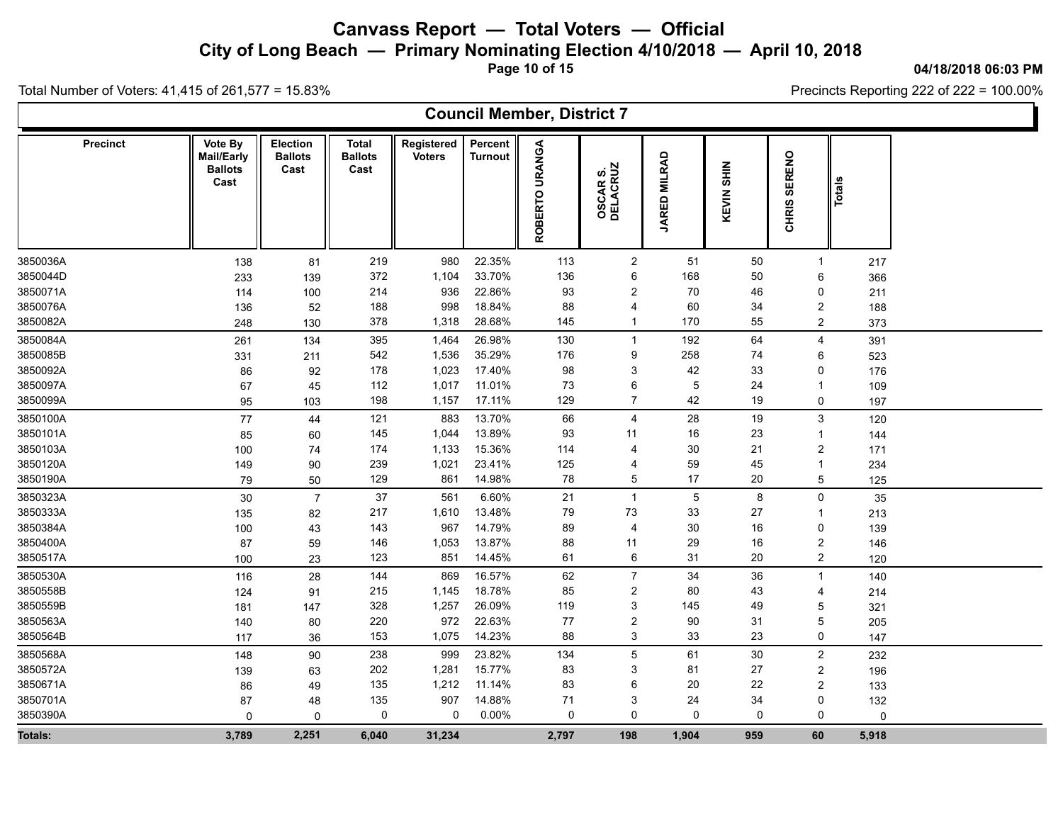# Canvass Report — Total Voters — Official

## City of Long Beach — Primary Nominating Election 4/10/2018 — April 10, 2018

04/18/2018 06:03 PM

Total Number of Voters: 41,415 of 261,577 = 15.83%

Precincts Reporting 222 of 222 = 100.00%

### Council Member, District 7

| Precinct | Vote By Mail/Early Ballots Cast | Election Ballots Cast | Total Ballots Cast | Registered Voters | Percent Turnout | ROBERTO URANGA | OSCAR S. DELACRUZ | JARED MILRAD | KEVIN SHIN | CHRIS SERENO | Totals |
|---|---|---|---|---|---|---|---|---|---|---|---|
| 3850036A | 138 | 81 | 219 | 980 | 22.35% | 113 | 2 | 51 | 50 | 1 | 217 |
| 3850044D | 233 | 139 | 372 | 1,104 | 33.70% | 136 | 6 | 168 | 50 | 6 | 366 |
| 3850071A | 114 | 100 | 214 | 936 | 22.86% | 93 | 2 | 70 | 46 | 0 | 211 |
| 3850076A | 136 | 52 | 188 | 998 | 18.84% | 88 | 4 | 60 | 34 | 2 | 188 |
| 3850082A | 248 | 130 | 378 | 1,318 | 28.68% | 145 | 1 | 170 | 55 | 2 | 373 |
| 3850084A | 261 | 134 | 395 | 1,464 | 26.98% | 130 | 1 | 192 | 64 | 4 | 391 |
| 3850085B | 331 | 211 | 542 | 1,536 | 35.29% | 176 | 9 | 258 | 74 | 6 | 523 |
| 3850092A | 86 | 92 | 178 | 1,023 | 17.40% | 98 | 3 | 42 | 33 | 0 | 176 |
| 3850097A | 67 | 45 | 112 | 1,017 | 11.01% | 73 | 6 | 5 | 24 | 1 | 109 |
| 3850099A | 95 | 103 | 198 | 1,157 | 17.11% | 129 | 7 | 42 | 19 | 0 | 197 |
| 3850100A | 77 | 44 | 121 | 883 | 13.70% | 66 | 4 | 28 | 19 | 3 | 120 |
| 3850101A | 85 | 60 | 145 | 1,044 | 13.89% | 93 | 11 | 16 | 23 | 1 | 144 |
| 3850103A | 100 | 74 | 174 | 1,133 | 15.36% | 114 | 4 | 30 | 21 | 2 | 171 |
| 3850120A | 149 | 90 | 239 | 1,021 | 23.41% | 125 | 4 | 59 | 45 | 1 | 234 |
| 3850190A | 79 | 50 | 129 | 861 | 14.98% | 78 | 5 | 17 | 20 | 5 | 125 |
| 3850323A | 30 | 7 | 37 | 561 | 6.60% | 21 | 1 | 5 | 8 | 0 | 35 |
| 3850333A | 135 | 82 | 217 | 1,610 | 13.48% | 79 | 73 | 33 | 27 | 1 | 213 |
| 3850384A | 100 | 43 | 143 | 967 | 14.79% | 89 | 4 | 30 | 16 | 0 | 139 |
| 3850400A | 87 | 59 | 146 | 1,053 | 13.87% | 88 | 11 | 29 | 16 | 2 | 146 |
| 3850517A | 100 | 23 | 123 | 851 | 14.45% | 61 | 6 | 31 | 20 | 2 | 120 |
| 3850530A | 116 | 28 | 144 | 869 | 16.57% | 62 | 7 | 34 | 36 | 1 | 140 |
| 3850558B | 124 | 91 | 215 | 1,145 | 18.78% | 85 | 2 | 80 | 43 | 4 | 214 |
| 3850559B | 181 | 147 | 328 | 1,257 | 26.09% | 119 | 3 | 145 | 49 | 5 | 321 |
| 3850563A | 140 | 80 | 220 | 972 | 22.63% | 77 | 2 | 90 | 31 | 5 | 205 |
| 3850564B | 117 | 36 | 153 | 1,075 | 14.23% | 88 | 3 | 33 | 23 | 0 | 147 |
| 3850568A | 148 | 90 | 238 | 999 | 23.82% | 134 | 5 | 61 | 30 | 2 | 232 |
| 3850572A | 139 | 63 | 202 | 1,281 | 15.77% | 83 | 3 | 81 | 27 | 2 | 196 |
| 3850671A | 86 | 49 | 135 | 1,212 | 11.14% | 83 | 6 | 20 | 22 | 2 | 133 |
| 3850701A | 87 | 48 | 135 | 907 | 14.88% | 71 | 3 | 24 | 34 | 0 | 132 |
| 3850390A | 0 | 0 | 0 | 0 | 0.00% | 0 | 0 | 0 | 0 | 0 | 0 |
| **Totals:** | **3,789** | **2,251** | **6,040** | **31,234** | | **2,797** | **198** | **1,904** | **959** | **60** | **5,918** |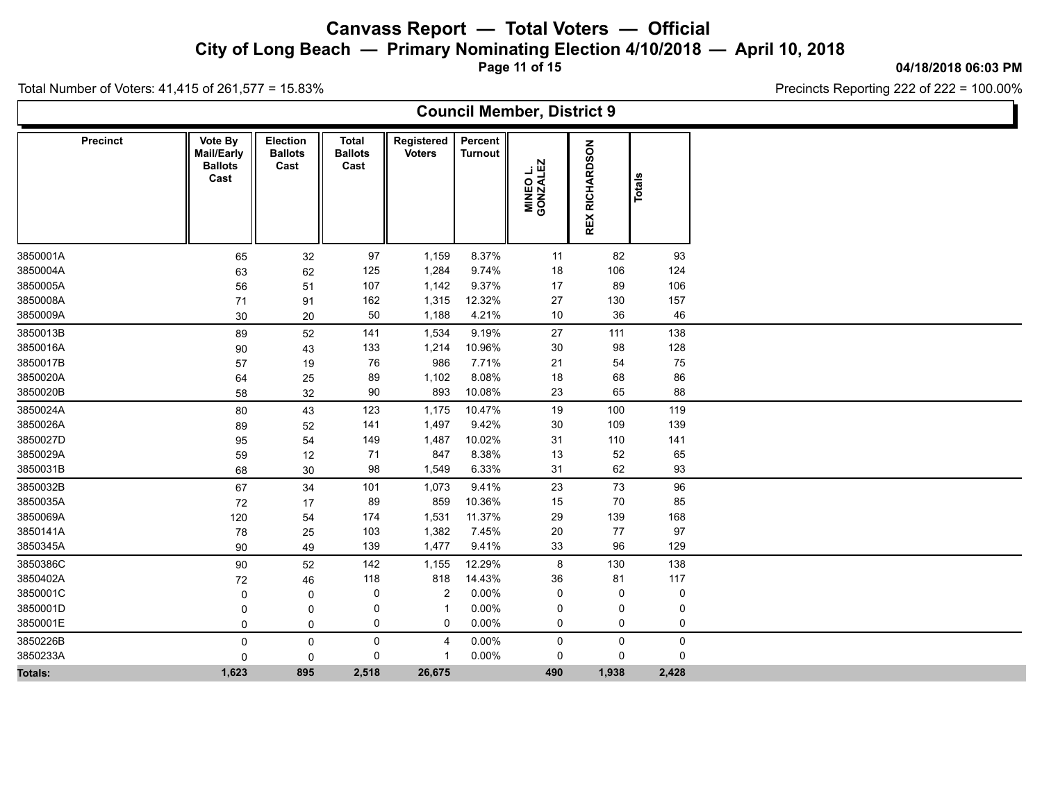# Canvass Report — Total Voters — Official

## City of Long Beach — Primary Nominating Election 4/10/2018 — April 10, 2018

04/18/2018 06:03 PM

Total Number of Voters: 41,415 of 261,577 = 15.83%

Precincts Reporting 222 of 222 = 100.00%

### Council Member, District 9

| Precinct | Vote By Mail/Early Ballots Cast | Election Ballots Cast | Total Ballots Cast | Registered Voters | Percent Turnout | MINEO L. GONZALEZ | REX RICHARDSON | Totals |
|---|---|---|---|---|---|---|---|---|
| 3850001A | 65 | 32 | 97 | 1,159 | 8.37% | 11 | 82 | 93 |
| 3850004A | 63 | 62 | 125 | 1,284 | 9.74% | 18 | 106 | 124 |
| 3850005A | 56 | 51 | 107 | 1,142 | 9.37% | 17 | 89 | 106 |
| 3850008A | 71 | 91 | 162 | 1,315 | 12.32% | 27 | 130 | 157 |
| 3850009A | 30 | 20 | 50 | 1,188 | 4.21% | 10 | 36 | 46 |
| 3850013B | 89 | 52 | 141 | 1,534 | 9.19% | 27 | 111 | 138 |
| 3850016A | 90 | 43 | 133 | 1,214 | 10.96% | 30 | 98 | 128 |
| 3850017B | 57 | 19 | 76 | 986 | 7.71% | 21 | 54 | 75 |
| 3850020A | 64 | 25 | 89 | 1,102 | 8.08% | 18 | 68 | 86 |
| 3850020B | 58 | 32 | 90 | 893 | 10.08% | 23 | 65 | 88 |
| 3850024A | 80 | 43 | 123 | 1,175 | 10.47% | 19 | 100 | 119 |
| 3850026A | 89 | 52 | 141 | 1,497 | 9.42% | 30 | 109 | 139 |
| 3850027D | 95 | 54 | 149 | 1,487 | 10.02% | 31 | 110 | 141 |
| 3850029A | 59 | 12 | 71 | 847 | 8.38% | 13 | 52 | 65 |
| 3850031B | 68 | 30 | 98 | 1,549 | 6.33% | 31 | 62 | 93 |
| 3850032B | 67 | 34 | 101 | 1,073 | 9.41% | 23 | 73 | 96 |
| 3850035A | 72 | 17 | 89 | 859 | 10.36% | 15 | 70 | 85 |
| 3850069A | 120 | 54 | 174 | 1,531 | 11.37% | 29 | 139 | 168 |
| 3850141A | 78 | 25 | 103 | 1,382 | 7.45% | 20 | 77 | 97 |
| 3850345A | 90 | 49 | 139 | 1,477 | 9.41% | 33 | 96 | 129 |
| 3850386C | 90 | 52 | 142 | 1,155 | 12.29% | 8 | 130 | 138 |
| 3850402A | 72 | 46 | 118 | 818 | 14.43% | 36 | 81 | 117 |
| 3850001C | 0 | 0 | 0 | 2 | 0.00% | 0 | 0 | 0 |
| 3850001D | 0 | 0 | 0 | 1 | 0.00% | 0 | 0 | 0 |
| 3850001E | 0 | 0 | 0 | 0 | 0.00% | 0 | 0 | 0 |
| 3850226B | 0 | 0 | 0 | 4 | 0.00% | 0 | 0 | 0 |
| 3850233A | 0 | 0 | 0 | 1 | 0.00% | 0 | 0 | 0 |
| **Totals:** | **1,623** | **895** | **2,518** | **26,675** | | **490** | **1,938** | **2,428** |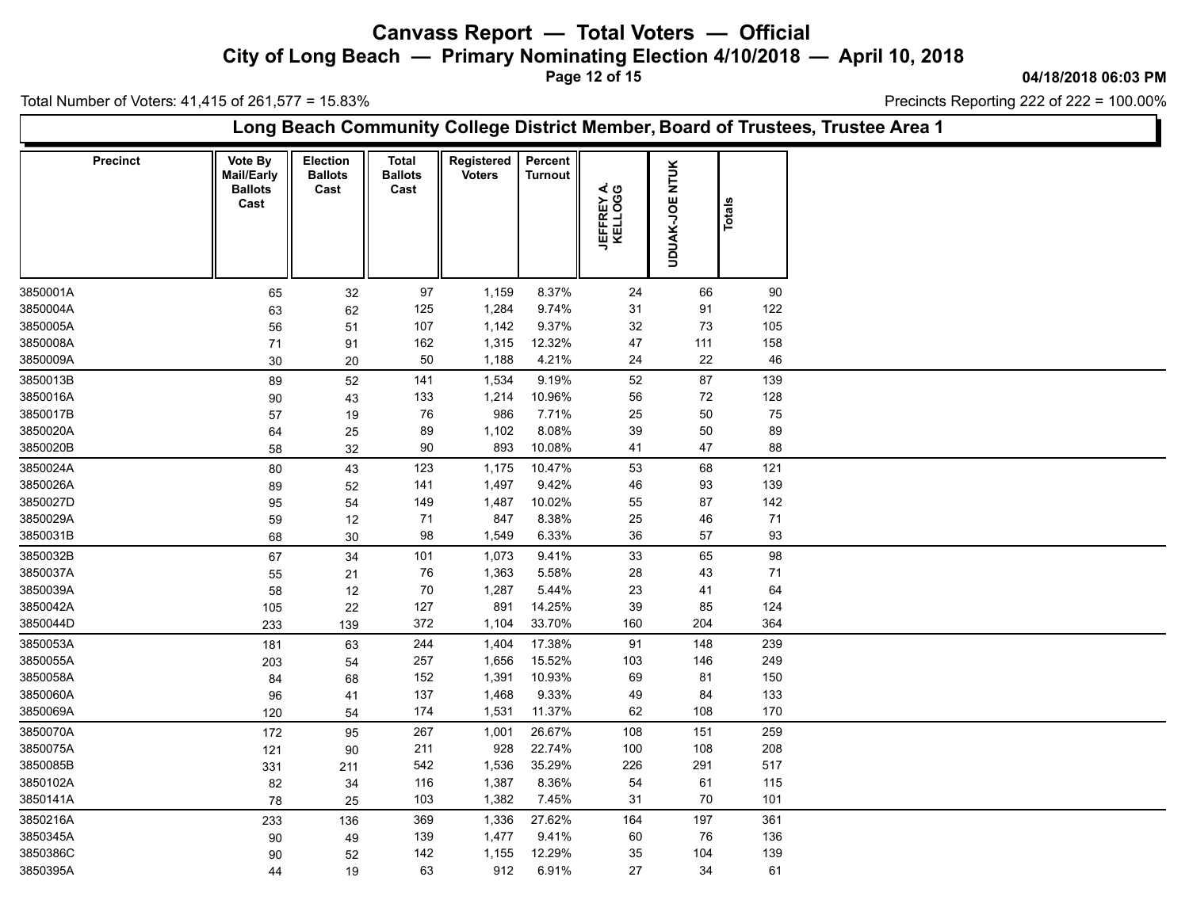# Canvass Report — Total Voters — Official

## City of Long Beach — Primary Nominating Election 4/10/2018 — April 10, 2018

04/18/2018 06:03 PM

Total Number of Voters: 41,415 of 261,577 = 15.83%

Precincts Reporting 222 of 222 = 100.00%

### Long Beach Community College District Member, Board of Trustees, Trustee Area 1

| Precinct | Vote By Mail/Early Ballots Cast | Election Ballots Cast | Total Ballots Cast | Registered Voters | Percent Turnout | JEFFREY A. KELLOGG | UDUAK-JOE NTUK | Totals |
|---|---|---|---|---|---|---|---|---|
| 3850001A | 65 | 32 | 97 | 1,159 | 8.37% | 24 | 66 | 90 |
| 3850004A | 63 | 62 | 125 | 1,284 | 9.74% | 31 | 91 | 122 |
| 3850005A | 56 | 51 | 107 | 1,142 | 9.37% | 32 | 73 | 105 |
| 3850008A | 71 | 91 | 162 | 1,315 | 12.32% | 47 | 111 | 158 |
| 3850009A | 30 | 20 | 50 | 1,188 | 4.21% | 24 | 22 | 46 |
| 3850013B | 89 | 52 | 141 | 1,534 | 9.19% | 52 | 87 | 139 |
| 3850016A | 90 | 43 | 133 | 1,214 | 10.96% | 56 | 72 | 128 |
| 3850017B | 57 | 19 | 76 | 986 | 7.71% | 25 | 50 | 75 |
| 3850020A | 64 | 25 | 89 | 1,102 | 8.08% | 39 | 50 | 89 |
| 3850020B | 58 | 32 | 90 | 893 | 10.08% | 41 | 47 | 88 |
| 3850024A | 80 | 43 | 123 | 1,175 | 10.47% | 53 | 68 | 121 |
| 3850026A | 89 | 52 | 141 | 1,497 | 9.42% | 46 | 93 | 139 |
| 3850027D | 95 | 54 | 149 | 1,487 | 10.02% | 55 | 87 | 142 |
| 3850029A | 59 | 12 | 71 | 847 | 8.38% | 25 | 46 | 71 |
| 3850031B | 68 | 30 | 98 | 1,549 | 6.33% | 36 | 57 | 93 |
| 3850032B | 67 | 34 | 101 | 1,073 | 9.41% | 33 | 65 | 98 |
| 3850037A | 55 | 21 | 76 | 1,363 | 5.58% | 28 | 43 | 71 |
| 3850039A | 58 | 12 | 70 | 1,287 | 5.44% | 23 | 41 | 64 |
| 3850042A | 105 | 22 | 127 | 891 | 14.25% | 39 | 85 | 124 |
| 3850044D | 233 | 139 | 372 | 1,104 | 33.70% | 160 | 204 | 364 |
| 3850053A | 181 | 63 | 244 | 1,404 | 17.38% | 91 | 148 | 239 |
| 3850055A | 203 | 54 | 257 | 1,656 | 15.52% | 103 | 146 | 249 |
| 3850058A | 84 | 68 | 152 | 1,391 | 10.93% | 69 | 81 | 150 |
| 3850060A | 96 | 41 | 137 | 1,468 | 9.33% | 49 | 84 | 133 |
| 3850069A | 120 | 54 | 174 | 1,531 | 11.37% | 62 | 108 | 170 |
| 3850070A | 172 | 95 | 267 | 1,001 | 26.67% | 108 | 151 | 259 |
| 3850075A | 121 | 90 | 211 | 928 | 22.74% | 100 | 108 | 208 |
| 3850085B | 331 | 211 | 542 | 1,536 | 35.29% | 226 | 291 | 517 |
| 3850102A | 82 | 34 | 116 | 1,387 | 8.36% | 54 | 61 | 115 |
| 3850141A | 78 | 25 | 103 | 1,382 | 7.45% | 31 | 70 | 101 |
| 3850216A | 233 | 136 | 369 | 1,336 | 27.62% | 164 | 197 | 361 |
| 3850345A | 90 | 49 | 139 | 1,477 | 9.41% | 60 | 76 | 136 |
| 3850386C | 90 | 52 | 142 | 1,155 | 12.29% | 35 | 104 | 139 |
| 3850395A | 44 | 19 | 63 | 912 | 6.91% | 27 | 34 | 61 |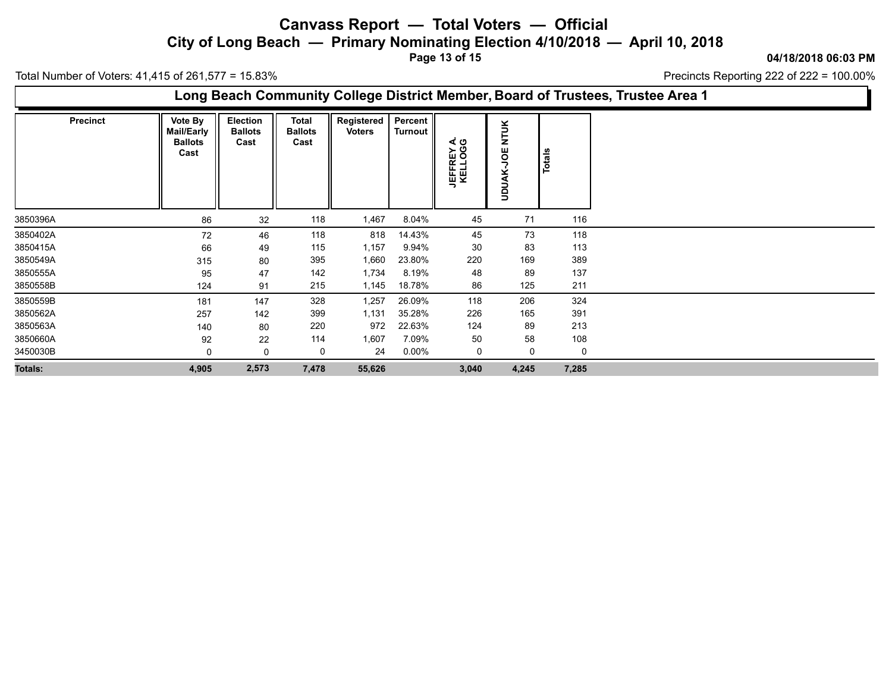# Canvass Report — Total Voters — Official

## City of Long Beach — Primary Nominating Election 4/10/2018 — April 10, 2018

**04/18/2018 06:03 PM**

Total Number of Voters: 41,415 of 261,577 = 15.83%

Precincts Reporting 222 of 222 = 100.00%

### Long Beach Community College District Member, Board of Trustees, Trustee Area 1

| Precinct | Vote By Mail/Early Ballots Cast | Election Ballots Cast | Total Ballots Cast | Registered Voters | Percent Turnout | JEFFREY A. KELLOGG | UDUAK-JOE NTUK | Totals |
|---|---|---|---|---|---|---|---|---|
| 3850396A | 86 | 32 | 118 | 1,467 | 8.04% | 45 | 71 | 116 |
| 3850402A | 72 | 46 | 118 | 818 | 14.43% | 45 | 73 | 118 |
| 3850415A | 66 | 49 | 115 | 1,157 | 9.94% | 30 | 83 | 113 |
| 3850549A | 315 | 80 | 395 | 1,660 | 23.80% | 220 | 169 | 389 |
| 3850555A | 95 | 47 | 142 | 1,734 | 8.19% | 48 | 89 | 137 |
| 3850558B | 124 | 91 | 215 | 1,145 | 18.78% | 86 | 125 | 211 |
| 3850559B | 181 | 147 | 328 | 1,257 | 26.09% | 118 | 206 | 324 |
| 3850562A | 257 | 142 | 399 | 1,131 | 35.28% | 226 | 165 | 391 |
| 3850563A | 140 | 80 | 220 | 972 | 22.63% | 124 | 89 | 213 |
| 3850660A | 92 | 22 | 114 | 1,607 | 7.09% | 50 | 58 | 108 |
| 3450030B | 0 | 0 | 0 | 24 | 0.00% | 0 | 0 | 0 |
| **Totals:** | **4,905** | **2,573** | **7,478** | **55,626** | | **3,040** | **4,245** | **7,285** |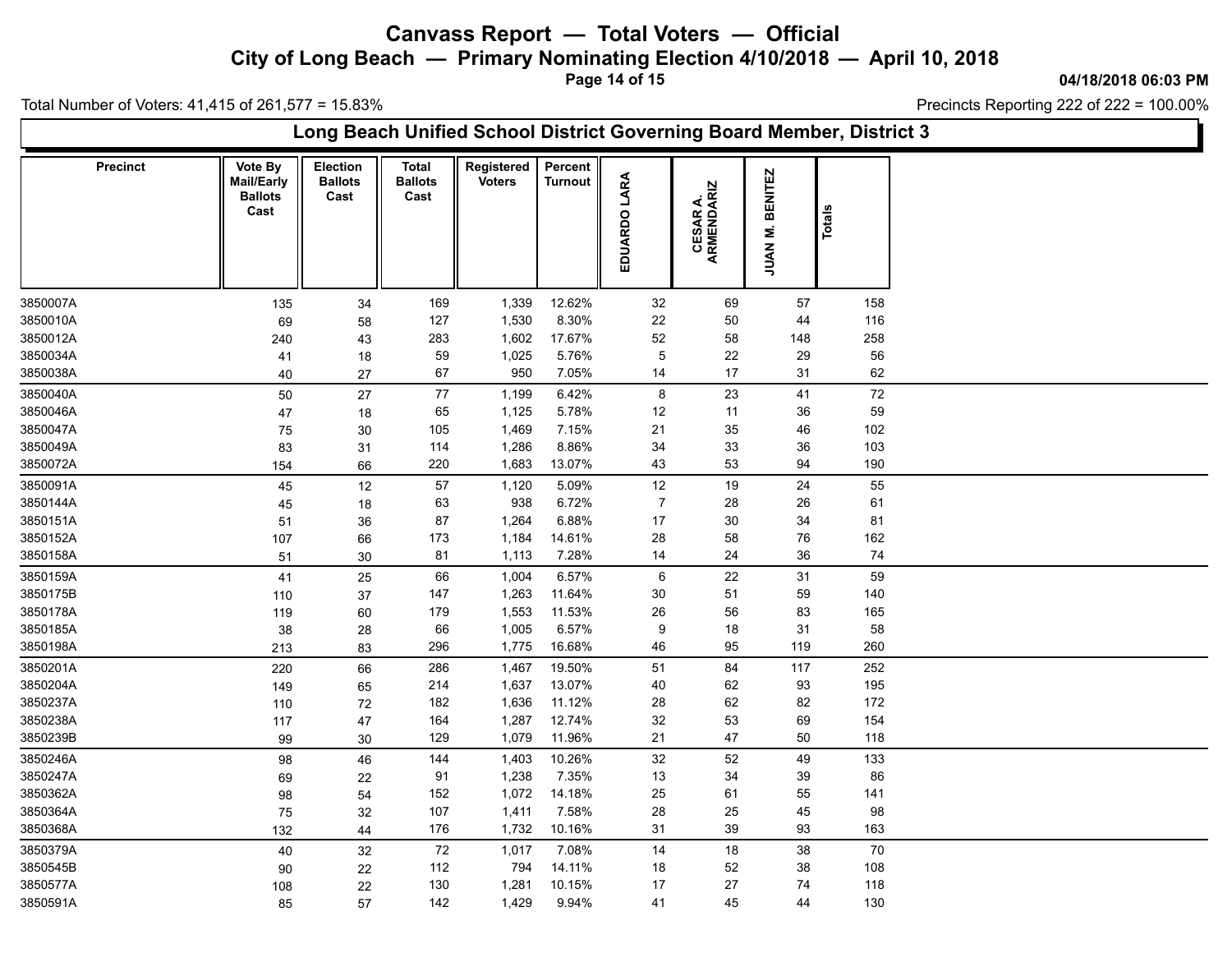# Canvass Report — Total Voters — Official

## City of Long Beach — Primary Nominating Election 4/10/2018 — April 10, 2018

04/18/2018 06:03 PM

Total Number of Voters: 41,415 of 261,577 = 15.83%

Precincts Reporting 222 of 222 = 100.00%

### Long Beach Unified School District Governing Board Member, District 3

| Precinct | Vote By Mail/Early Ballots Cast | Election Ballots Cast | Total Ballots Cast | Registered Voters | Percent Turnout | EDUARDO LARA | CESAR A. ARMENDARIZ | JUAN M. BENITEZ | Totals |
|---|---|---|---|---|---|---|---|---|---|
| 3850007A | 135 | 34 | 169 | 1,339 | 12.62% | 32 | 69 | 57 | 158 |
| 3850010A | 69 | 58 | 127 | 1,530 | 8.30% | 22 | 50 | 44 | 116 |
| 3850012A | 240 | 43 | 283 | 1,602 | 17.67% | 52 | 58 | 148 | 258 |
| 3850034A | 41 | 18 | 59 | 1,025 | 5.76% | 5 | 22 | 29 | 56 |
| 3850038A | 40 | 27 | 67 | 950 | 7.05% | 14 | 17 | 31 | 62 |
| 3850040A | 50 | 27 | 77 | 1,199 | 6.42% | 8 | 23 | 41 | 72 |
| 3850046A | 47 | 18 | 65 | 1,125 | 5.78% | 12 | 11 | 36 | 59 |
| 3850047A | 75 | 30 | 105 | 1,469 | 7.15% | 21 | 35 | 46 | 102 |
| 3850049A | 83 | 31 | 114 | 1,286 | 8.86% | 34 | 33 | 36 | 103 |
| 3850072A | 154 | 66 | 220 | 1,683 | 13.07% | 43 | 53 | 94 | 190 |
| 3850091A | 45 | 12 | 57 | 1,120 | 5.09% | 12 | 19 | 24 | 55 |
| 3850144A | 45 | 18 | 63 | 938 | 6.72% | 7 | 28 | 26 | 61 |
| 3850151A | 51 | 36 | 87 | 1,264 | 6.88% | 17 | 30 | 34 | 81 |
| 3850152A | 107 | 66 | 173 | 1,184 | 14.61% | 28 | 58 | 76 | 162 |
| 3850158A | 51 | 30 | 81 | 1,113 | 7.28% | 14 | 24 | 36 | 74 |
| 3850159A | 41 | 25 | 66 | 1,004 | 6.57% | 6 | 22 | 31 | 59 |
| 3850175B | 110 | 37 | 147 | 1,263 | 11.64% | 30 | 51 | 59 | 140 |
| 3850178A | 119 | 60 | 179 | 1,553 | 11.53% | 26 | 56 | 83 | 165 |
| 3850185A | 38 | 28 | 66 | 1,005 | 6.57% | 9 | 18 | 31 | 58 |
| 3850198A | 213 | 83 | 296 | 1,775 | 16.68% | 46 | 95 | 119 | 260 |
| 3850201A | 220 | 66 | 286 | 1,467 | 19.50% | 51 | 84 | 117 | 252 |
| 3850204A | 149 | 65 | 214 | 1,637 | 13.07% | 40 | 62 | 93 | 195 |
| 3850237A | 110 | 72 | 182 | 1,636 | 11.12% | 28 | 62 | 82 | 172 |
| 3850238A | 117 | 47 | 164 | 1,287 | 12.74% | 32 | 53 | 69 | 154 |
| 3850239B | 99 | 30 | 129 | 1,079 | 11.96% | 21 | 47 | 50 | 118 |
| 3850246A | 98 | 46 | 144 | 1,403 | 10.26% | 32 | 52 | 49 | 133 |
| 3850247A | 69 | 22 | 91 | 1,238 | 7.35% | 13 | 34 | 39 | 86 |
| 3850362A | 98 | 54 | 152 | 1,072 | 14.18% | 25 | 61 | 55 | 141 |
| 3850364A | 75 | 32 | 107 | 1,411 | 7.58% | 28 | 25 | 45 | 98 |
| 3850368A | 132 | 44 | 176 | 1,732 | 10.16% | 31 | 39 | 93 | 163 |
| 3850379A | 40 | 32 | 72 | 1,017 | 7.08% | 14 | 18 | 38 | 70 |
| 3850545B | 90 | 22 | 112 | 794 | 14.11% | 18 | 52 | 38 | 108 |
| 3850577A | 108 | 22 | 130 | 1,281 | 10.15% | 17 | 27 | 74 | 118 |
| 3850591A | 85 | 57 | 142 | 1,429 | 9.94% | 41 | 45 | 44 | 130 |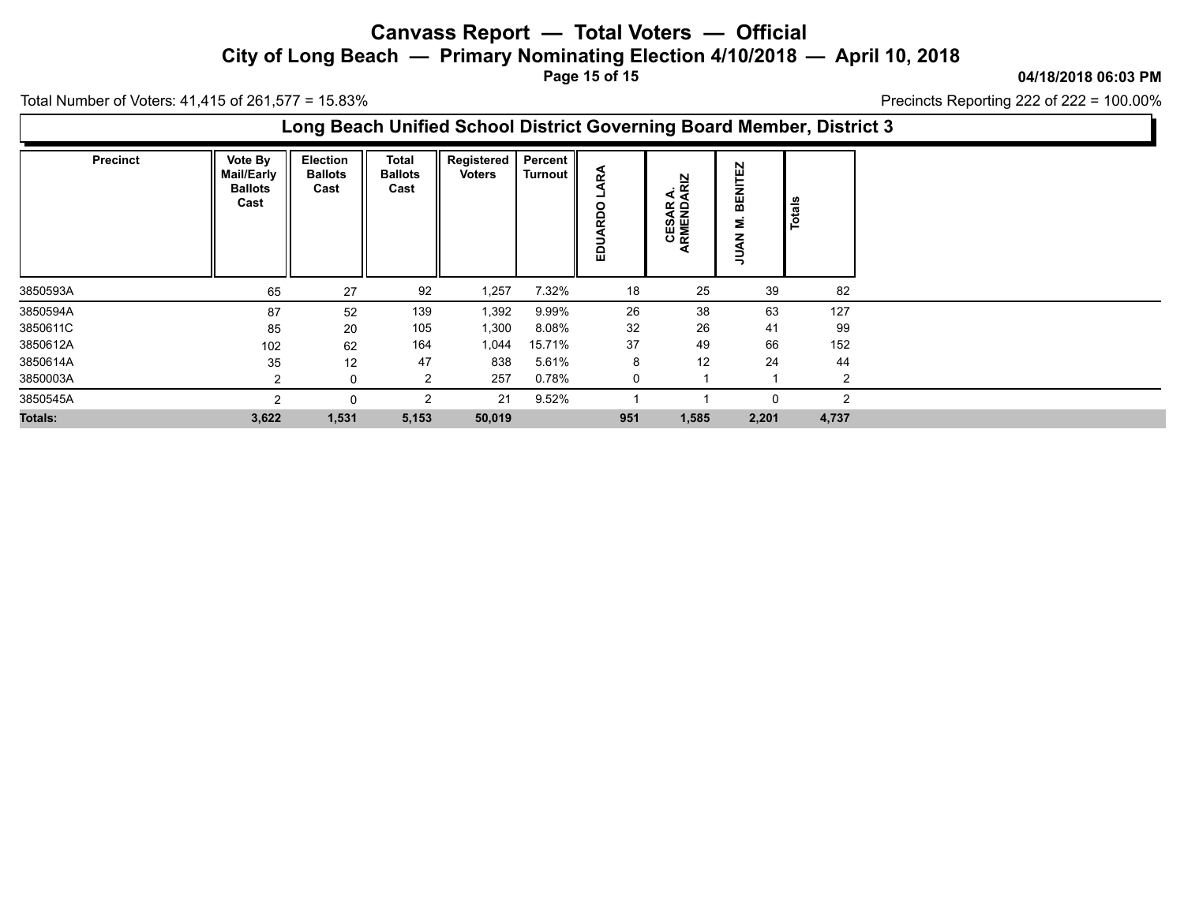# Canvass Report — Total Voters — Official

## City of Long Beach — Primary Nominating Election 4/10/2018 — April 10, 2018

**04/18/2018 06:03 PM**

Total Number of Voters: 41,415 of 261,577 = 15.83%

Precincts Reporting 222 of 222 = 100.00%

### Long Beach Unified School District Governing Board Member, District 3

| Precinct | Vote By Mail/Early Ballots Cast | Election Ballots Cast | Total Ballots Cast | Registered Voters | Percent Turnout | EDUARDO LARA | CESAR A. ARMENDARIZ | JUAN M. BENITEZ | Totals |
|---|---|---|---|---|---|---|---|---|---|
| 3850593A | 65 | 27 | 92 | 1,257 | 7.32% | 18 | 25 | 39 | 82 |
| 3850594A | 87 | 52 | 139 | 1,392 | 9.99% | 26 | 38 | 63 | 127 |
| 3850611C | 85 | 20 | 105 | 1,300 | 8.08% | 32 | 26 | 41 | 99 |
| 3850612A | 102 | 62 | 164 | 1,044 | 15.71% | 37 | 49 | 66 | 152 |
| 3850614A | 35 | 12 | 47 | 838 | 5.61% | 8 | 12 | 24 | 44 |
| 3850003A | 2 | 0 | 2 | 257 | 0.78% | 0 | 1 | 1 | 2 |
| 3850545A | 2 | 0 | 2 | 21 | 9.52% | 1 | 1 | 0 | 2 |
| **Totals:** | **3,622** | **1,531** | **5,153** | **50,019** | | **951** | **1,585** | **2,201** | **4,737** |